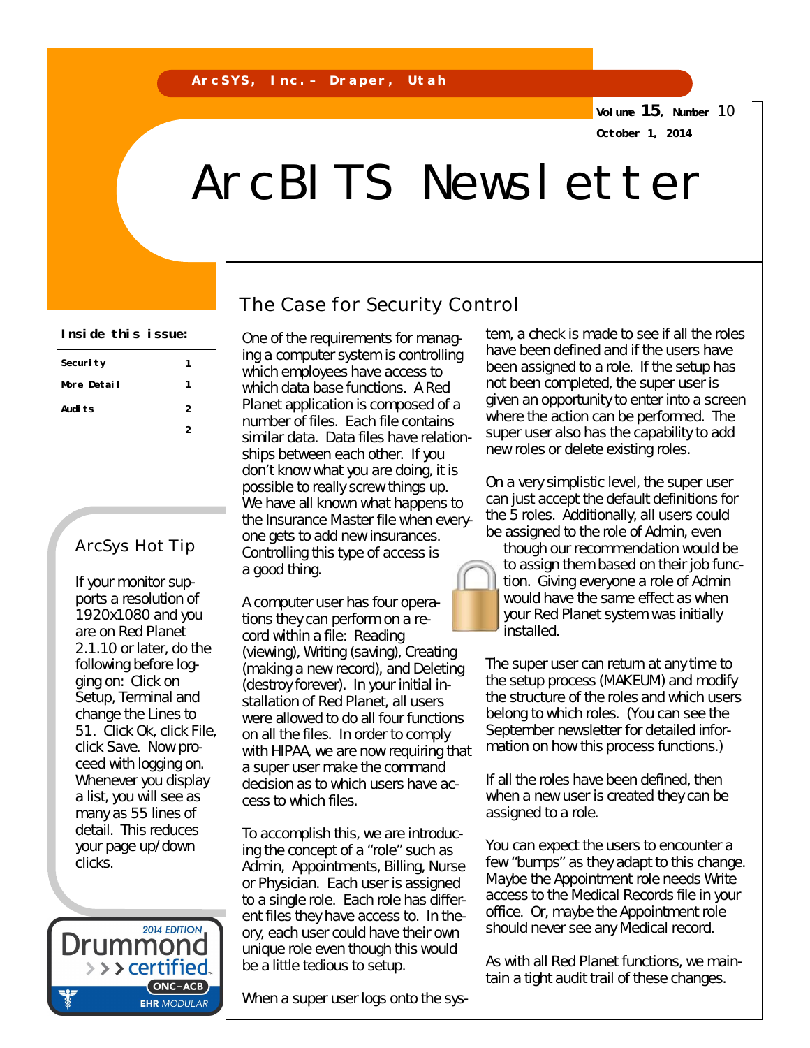ArcSYS, Inc.– Draper, Utah

Volume 15, Number 10

October 1, 2014

# ArcBITS Newsletter

**Inside this issue:**

| | |
|---|---|
| Security | 1 |
| More Detail | 1 |
| Audits | 2 |
| | 2 |

## ArcSys Hot Tip

If your monitor supports a resolution of 1920x1080 and you are on Red Planet 2.1.10 or later, do the following before logging on: Click on Setup, Terminal and change the Lines to 51. Click Ok, click File, click Save. Now proceed with logging on. Whenever you display a list, you will see as many as 55 lines of detail. This reduces your page up/down clicks.

2014 EDITION Drummond certified ONC-ACB EHR MODULAR

## The Case for Security Control

One of the requirements for managing a computer system is controlling which employees have access to which data base functions. A Red Planet application is composed of a number of files. Each file contains similar data. Data files have relationships between each other. If you don't know what you are doing, it is possible to really screw things up. We have all known what happens to the Insurance Master file when everyone gets to add new insurances. Controlling this type of access is a good thing.

A computer user has four operations they can perform on a record within a file: Reading (viewing), Writing (saving), Creating (making a new record), and Deleting (destroy forever). In your initial installation of Red Planet, all users were allowed to do all four functions on all the files. In order to comply with HIPAA, we are now requiring that a super user make the command decision as to which users have access to which files.

To accomplish this, we are introducing the concept of a "role" such as Admin, Appointments, Billing, Nurse or Physician. Each user is assigned to a single role. Each role has different files they have access to. In theory, each user could have their own unique role even though this would be a little tedious to setup.

When a super user logs onto the system, a check is made to see if all the roles have been defined and if the users have been assigned to a role. If the setup has not been completed, the super user is given an opportunity to enter into a screen where the action can be performed. The super user also has the capability to add new roles or delete existing roles.

On a very simplistic level, the super user can just accept the default definitions for the 5 roles. Additionally, all users could be assigned to the role of Admin, even though our recommendation would be to assign them based on their job function. Giving everyone a role of Admin would have the same effect as when your Red Planet system was initially installed.

The super user can return at any time to the setup process (MAKEUM) and modify the structure of the roles and which users belong to which roles. (You can see the September newsletter for detailed information on how this process functions.)

If all the roles have been defined, then when a new user is created they can be assigned to a role.

You can expect the users to encounter a few "bumps" as they adapt to this change. Maybe the Appointment role needs Write access to the Medical Records file in your office. Or, maybe the Appointment role should never see any Medical record.

As with all Red Planet functions, we maintain a tight audit trail of these changes.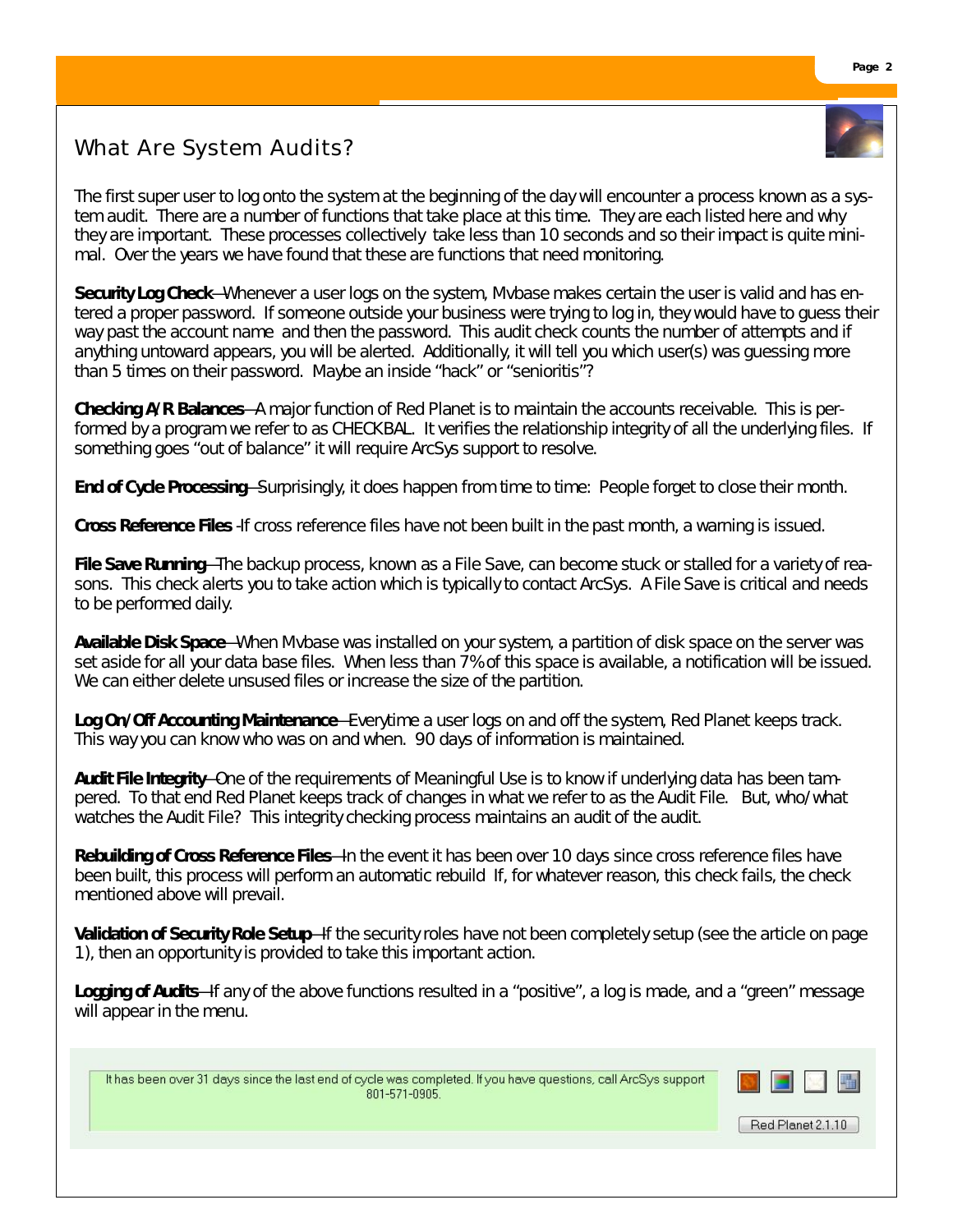## What Are System Audits?

The first super user to log onto the system at the beginning of the day will encounter a process known as a system audit. There are a number of functions that take place at this time. They are each listed here and why they are important. These processes collectively take less than 10 seconds and so their impact is quite minimal. Over the years we have found that these are functions that need monitoring.

**Security Log Check**—Whenever a user logs on the system, Mvbase makes certain the user is valid and has entered a proper password. If someone outside your business were trying to log in, they would have to guess their way past the account name and then the password. This audit check counts the number of attempts and if anything untoward appears, you will be alerted. Additionally, it will tell you which user(s) was guessing more than 5 times on their password. Maybe an inside "hack" or "senioritis"?

**Checking A/R Balances**—A major function of Red Planet is to maintain the accounts receivable. This is performed by a program we refer to as CHECKBAL. It verifies the relationship integrity of all the underlying files. If something goes "out of balance" it will require ArcSys support to resolve.

**End of Cycle Processing**—Surprisingly, it does happen from time to time: People forget to close their month.

**Cross Reference Files** -If cross reference files have not been built in the past month, a warning is issued.

**File Save Running**—The backup process, known as a File Save, can become stuck or stalled for a variety of reasons. This check alerts you to take action which is typically to contact ArcSys. A File Save is critical and needs to be performed daily.

**Available Disk Space**—When Mvbase was installed on your system, a partition of disk space on the server was set aside for all your data base files. When less than 7% of this space is available, a notification will be issued. We can either delete unsused files or increase the size of the partition.

**Log On/Off Accounting Maintenance**—Everytime a user logs on and off the system, Red Planet keeps track. This way you can know who was on and when. 90 days of information is maintained.

**Audit File Integrity**—One of the requirements of Meaningful Use is to know if underlying data has been tampered. To that end Red Planet keeps track of changes in what we refer to as the Audit File. But, who/what watches the Audit File? This integrity checking process maintains an audit of the audit.

**Rebuilding of Cross Reference Files**—In the event it has been over 10 days since cross reference files have been built, this process will perform an automatic rebuild If, for whatever reason, this check fails, the check mentioned above will prevail.

**Validation of Security Role Setup**—If the security roles have not been completely setup (see the article on page 1), then an opportunity is provided to take this important action.

**Logging of Audits**—If any of the above functions resulted in a "positive", a log is made, and a "green" message will appear in the menu.

It has been over 31 days since the last end of cycle was completed. If you have questions, call ArcSys support 801-571-0905.

Red Planet 2.1.10